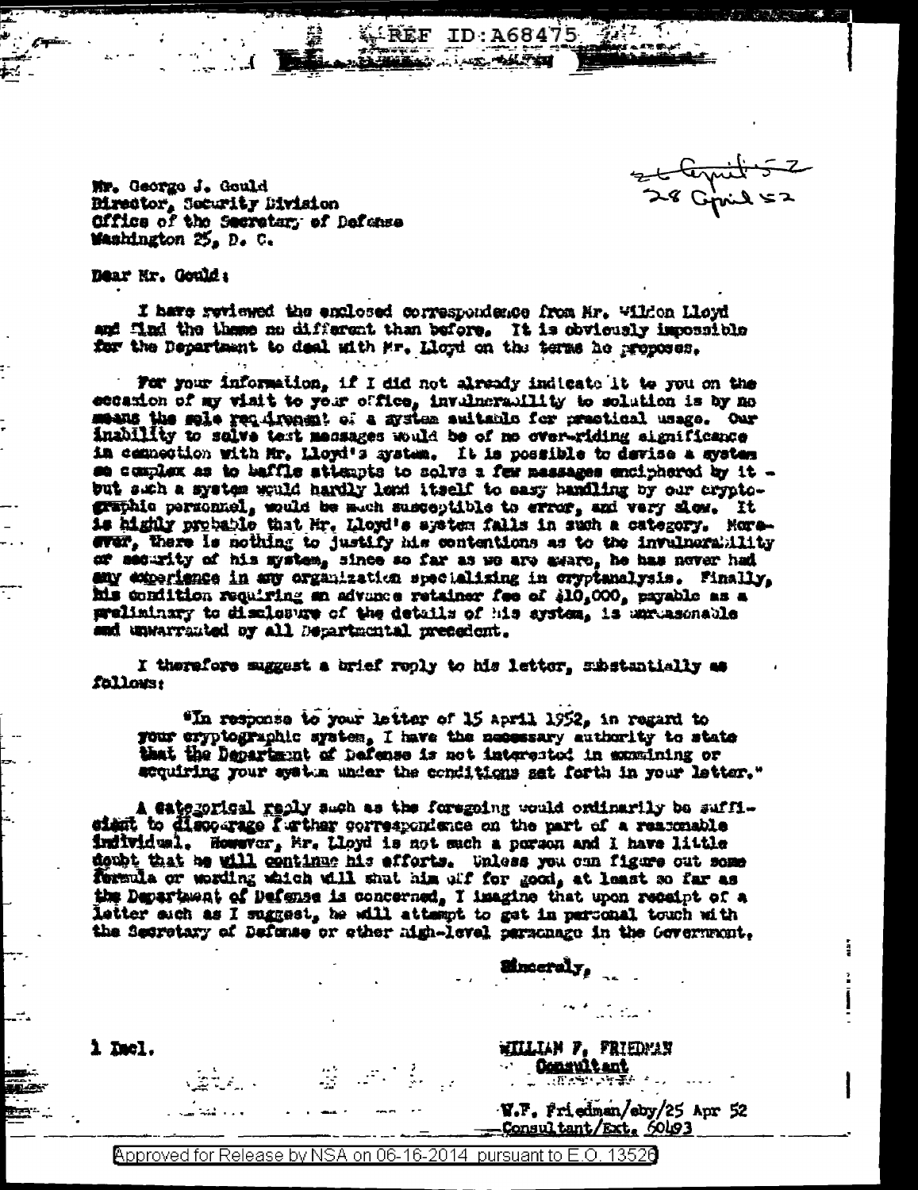REF ID:A68475

26 April 52
28 April 52

Mr. George J. Gould
Director, Security Division
Office of the Secretary of Defense
Washington 25, D. C.

Dear Mr. Gould:

I have reviewed the enclosed correspondence from Mr. Wildon Lloyd and find the theme no different than before. It is obviously impossible for the Department to deal with Mr. Lloyd on the terms he proposes.

For your information, if I did not already indicate it to you on the occasion of my visit to your office, invulnerability to solution is by no means the sole requirement of a system suitable for practical usage. Our inability to solve test messages would be of no over-riding significance in connection with Mr. Lloyd's system. It is possible to devise a system so complex as to baffle attempts to solve a few messages enciphered by it - but such a system would hardly lend itself to easy handling by our cryptographic personnel, would be much susceptible to error, and very slow. It is highly probable that Mr. Lloyd's system falls in such a category. Moreover, there is nothing to justify his contentions as to the invulnerability or security of his system, since so far as we are aware, he has never had any experience in any organization specializing in cryptanalysis. Finally, his condition requiring an advance retainer fee of $10,000, payable as a preliminary to disclosure of the details of his system, is unreasonable and unwarranted by all Departmental precedent.

I therefore suggest a brief reply to his letter, substantially as follows:

"In response to your letter of 15 April 1952, in regard to your cryptographic system, I have the necessary authority to state that the Department of Defense is not interested in examining or acquiring your system under the conditions set forth in your letter."

A categorical reply such as the foregoing would ordinarily be sufficient to discourage further correspondence on the part of a reasonable individual. However, Mr. Lloyd is not such a person and I have little doubt that he will continue his efforts. Unless you can figure out some formula or wording which will shut him off for good, at least so far as the Department of Defense is concerned, I imagine that upon receipt of a letter such as I suggest, he will attempt to get in personal touch with the Secretary of Defense or other high-level personage in the Government.

Sincerely,

WILLIAM F. FRIEDMAN
Consultant

1 Incl.

W.F. Friedman/sby/25 Apr 52
Consultant/Ext. 60493

Approved for Release by NSA on 06-16-2014 pursuant to E.O. 13526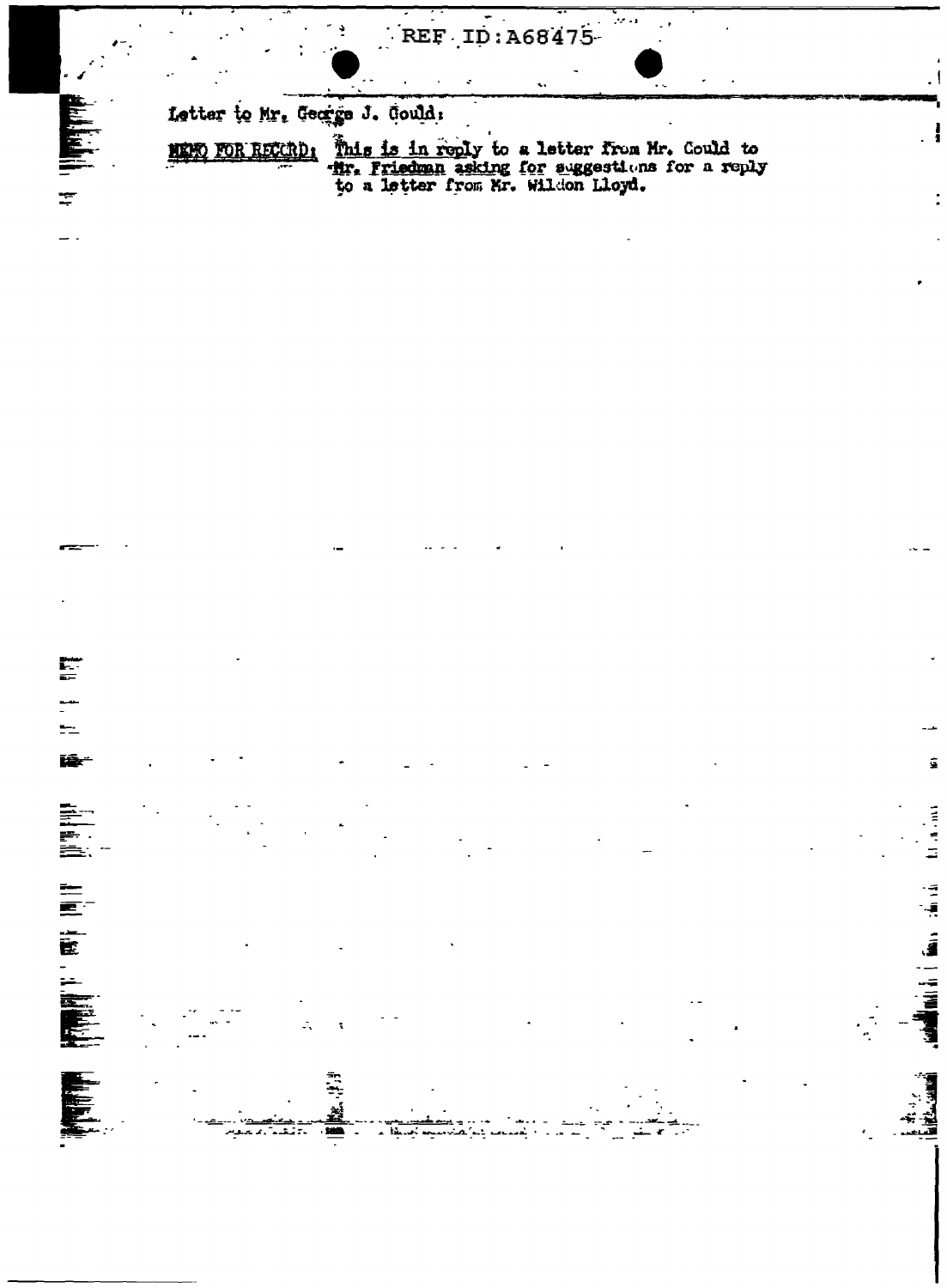REF ID:A68475

Letter to Mr. George J. Gould:

MEMO FOR RECORD: This is in reply to a letter from Mr. Gould to Mr. Friedman asking for suggestions for a reply to a letter from Mr. Wildon Lloyd.